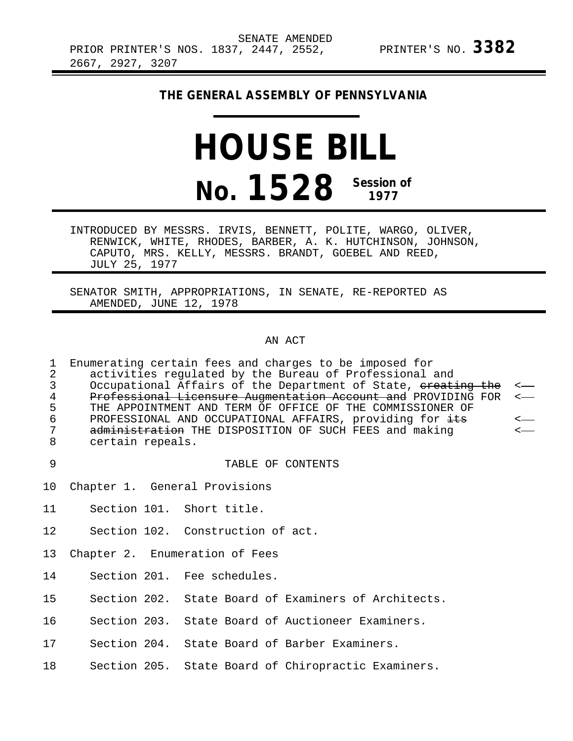SENATE AMENDED
PRIOR PRINTER'S NOS. 1837, 2447, 2552, 2667, 2927, 3207 PRINTER'S NO. **3382**

**THE GENERAL ASSEMBLY OF PENNSYLVANIA**

# HOUSE BILL

# No. 1528 Session of 1977

INTRODUCED BY MESSRS. IRVIS, BENNETT, POLITE, WARGO, OLIVER, RENWICK, WHITE, RHODES, BARBER, A. K. HUTCHINSON, JOHNSON, CAPUTO, MRS. KELLY, MESSRS. BRANDT, GOEBEL AND REED, JULY 25, 1977

SENATOR SMITH, APPROPRIATIONS, IN SENATE, RE-REPORTED AS AMENDED, JUNE 12, 1978

AN ACT

1 Enumerating certain fees and charges to be imposed for
2 activities regulated by the Bureau of Professional and
3 Occupational Affairs of the Department of State, ~~creating the~~ <—
4 ~~Professional Licensure Augmentation Account and~~ PROVIDING FOR <—
5 THE APPOINTMENT AND TERM OF OFFICE OF THE COMMISSIONER OF
6 PROFESSIONAL AND OCCUPATIONAL AFFAIRS, providing for ~~its~~ <—
7 ~~administration~~ THE DISPOSITION OF SUCH FEES and making <—
8 certain repeals.

9 TABLE OF CONTENTS

10 Chapter 1. General Provisions

11 Section 101. Short title.

12 Section 102. Construction of act.

13 Chapter 2. Enumeration of Fees

14 Section 201. Fee schedules.

15 Section 202. State Board of Examiners of Architects.

16 Section 203. State Board of Auctioneer Examiners.

17 Section 204. State Board of Barber Examiners.

18 Section 205. State Board of Chiropractic Examiners.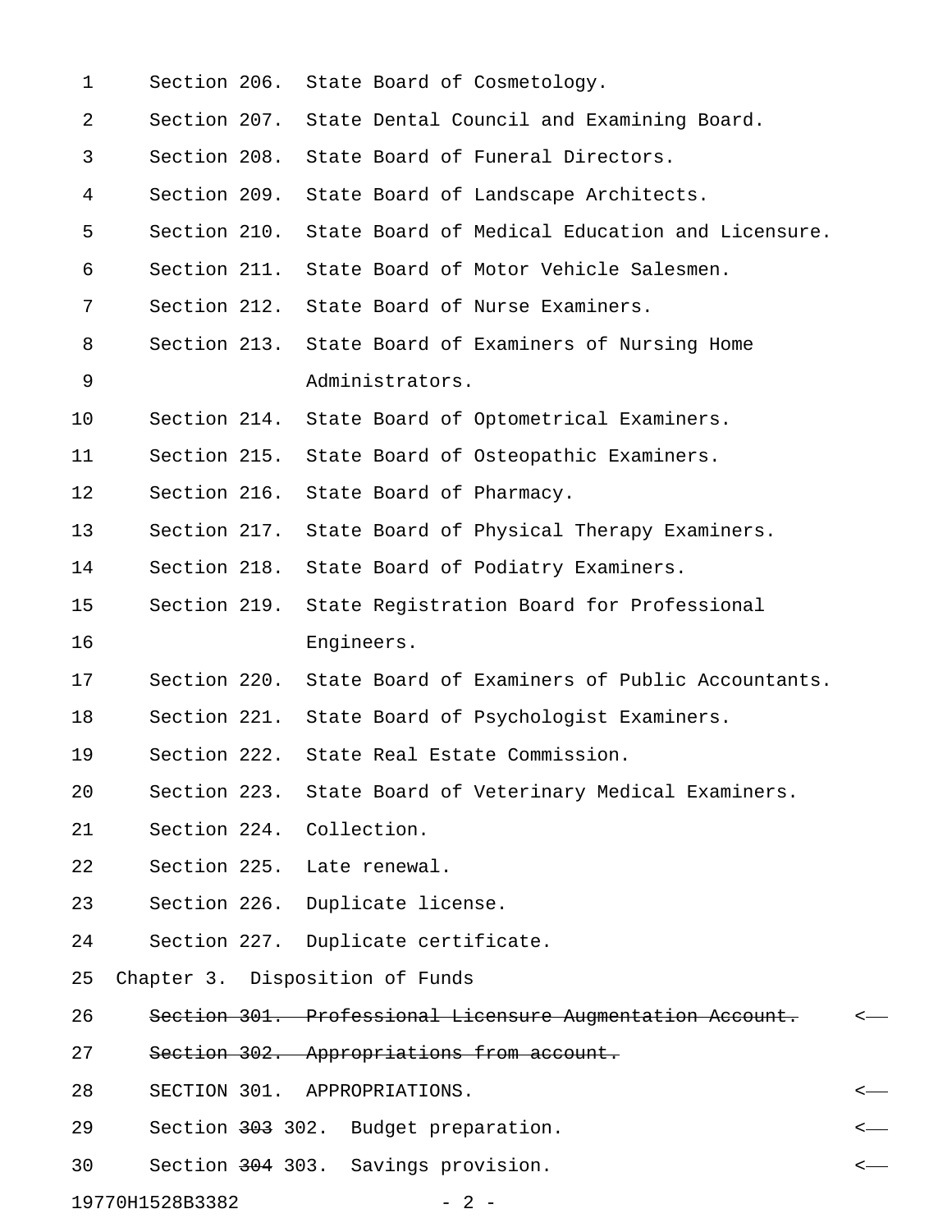Section 206. State Board of Cosmetology.

Section 207. State Dental Council and Examining Board.

Section 208. State Board of Funeral Directors.

Section 209. State Board of Landscape Architects.

Section 210. State Board of Medical Education and Licensure.

Section 211. State Board of Motor Vehicle Salesmen.

Section 212. State Board of Nurse Examiners.

Section 213. State Board of Examiners of Nursing Home Administrators.

Section 214. State Board of Optometrical Examiners.

Section 215. State Board of Osteopathic Examiners.

Section 216. State Board of Pharmacy.

Section 217. State Board of Physical Therapy Examiners.

Section 218. State Board of Podiatry Examiners.

Section 219. State Registration Board for Professional Engineers.

Section 220. State Board of Examiners of Public Accountants.

Section 221. State Board of Psychologist Examiners.

Section 222. State Real Estate Commission.

Section 223. State Board of Veterinary Medical Examiners.

Section 224. Collection.

Section 225. Late renewal.

Section 226. Duplicate license.

Section 227. Duplicate certificate.

Chapter 3. Disposition of Funds

~~Section 301. Professional Licensure Augmentation Account.~~ <——

~~Section 302. Appropriations from account.~~

SECTION 301. APPROPRIATIONS. <——

Section ~~303~~ 302. Budget preparation. <——

Section ~~304~~ 303. Savings provision. <——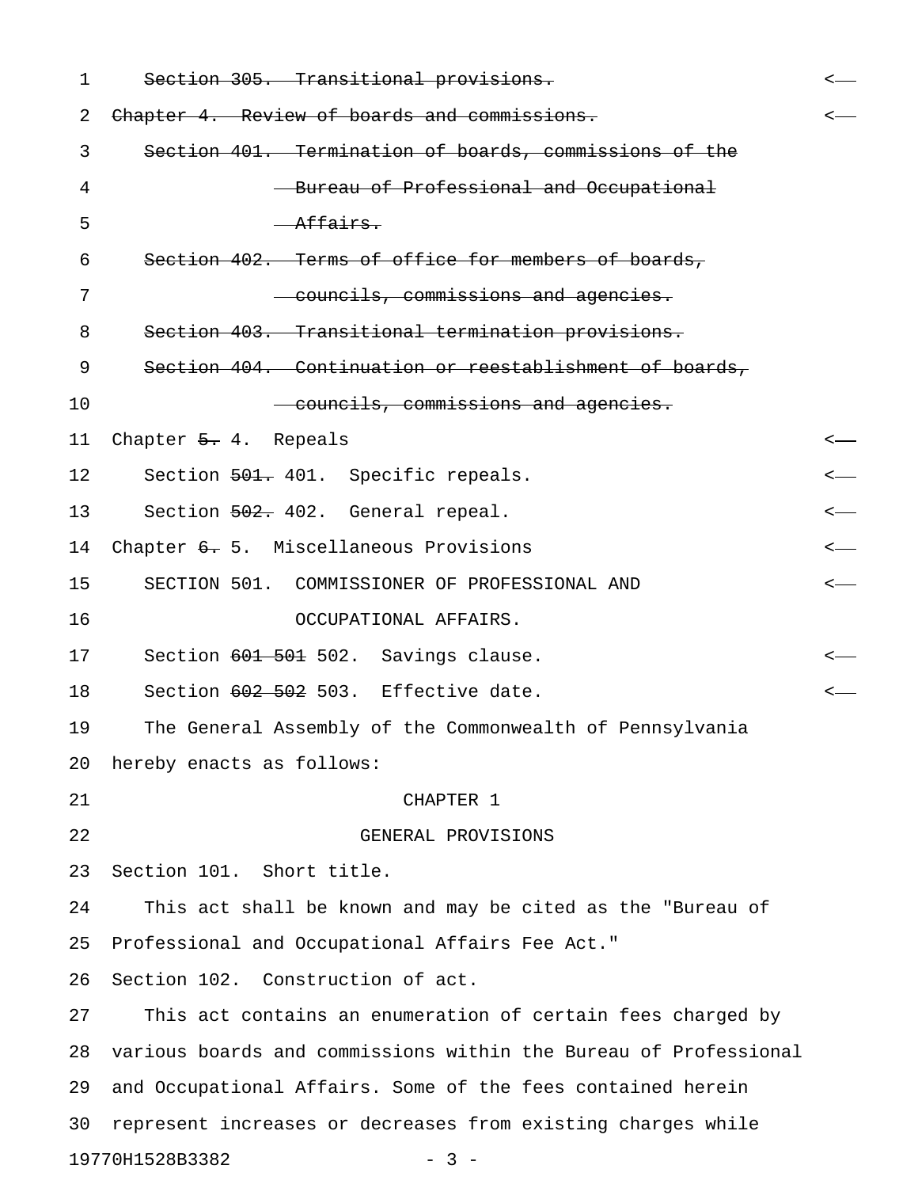~~Section 305. Transitional provisions.~~ <—

~~Chapter 4. Review of boards and commissions.~~ <—

~~Section 401. Termination of boards, commissions of the Bureau of Professional and Occupational Affairs.~~

~~Section 402. Terms of office for members of boards, councils, commissions and agencies.~~

~~Section 403. Transitional termination provisions.~~

~~Section 404. Continuation or reestablishment of boards, councils, commissions and agencies.~~

Chapter ~~5.~~ 4. Repeals <—

Section ~~501.~~ 401. Specific repeals. <—

Section ~~502.~~ 402. General repeal. <—

Chapter ~~6.~~ 5. Miscellaneous Provisions <—

SECTION 501. COMMISSIONER OF PROFESSIONAL AND OCCUPATIONAL AFFAIRS. <—

Section ~~601~~ ~~501~~ 502. Savings clause. <—

Section ~~602~~ ~~502~~ 503. Effective date. <—

The General Assembly of the Commonwealth of Pennsylvania hereby enacts as follows:

CHAPTER 1

GENERAL PROVISIONS

Section 101. Short title.

This act shall be known and may be cited as the "Bureau of Professional and Occupational Affairs Fee Act."

Section 102. Construction of act.

This act contains an enumeration of certain fees charged by various boards and commissions within the Bureau of Professional and Occupational Affairs. Some of the fees contained herein represent increases or decreases from existing charges while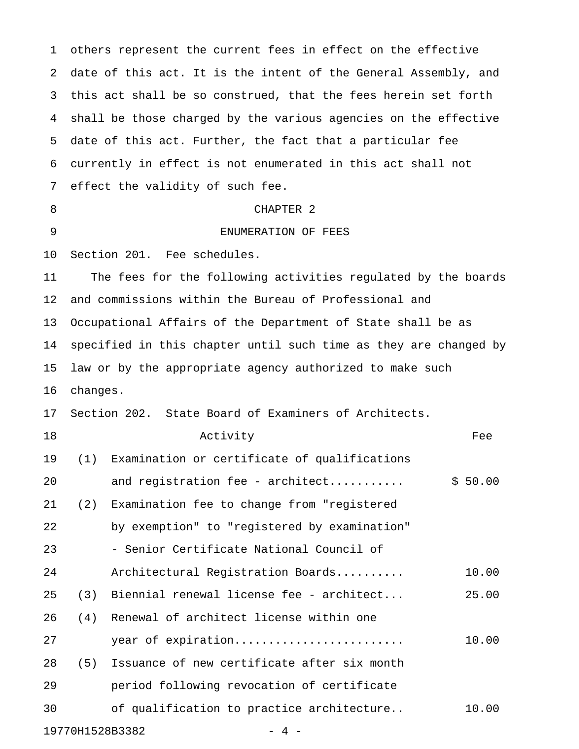others represent the current fees in effect on the effective date of this act. It is the intent of the General Assembly, and this act shall be so construed, that the fees herein set forth shall be those charged by the various agencies on the effective date of this act. Further, the fact that a particular fee currently in effect is not enumerated in this act shall not effect the validity of such fee.

## CHAPTER 2

## ENUMERATION OF FEES

Section 201. Fee schedules.

The fees for the following activities regulated by the boards and commissions within the Bureau of Professional and Occupational Affairs of the Department of State shall be as specified in this chapter until such time as they are changed by law or by the appropriate agency authorized to make such changes.

Section 202. State Board of Examiners of Architects.

| | Activity | Fee |
|---|---|---|
| (1) | Examination or certificate of qualifications and registration fee - architect........... | $ 50.00 |
| (2) | Examination fee to change from "registered by exemption" to "registered by examination" - Senior Certificate National Council of Architectural Registration Boards.......... | 10.00 |
| (3) | Biennial renewal license fee - architect... | 25.00 |
| (4) | Renewal of architect license within one year of expiration........................ | 10.00 |
| (5) | Issuance of new certificate after six month period following revocation of certificate of qualification to practice architecture.. | 10.00 |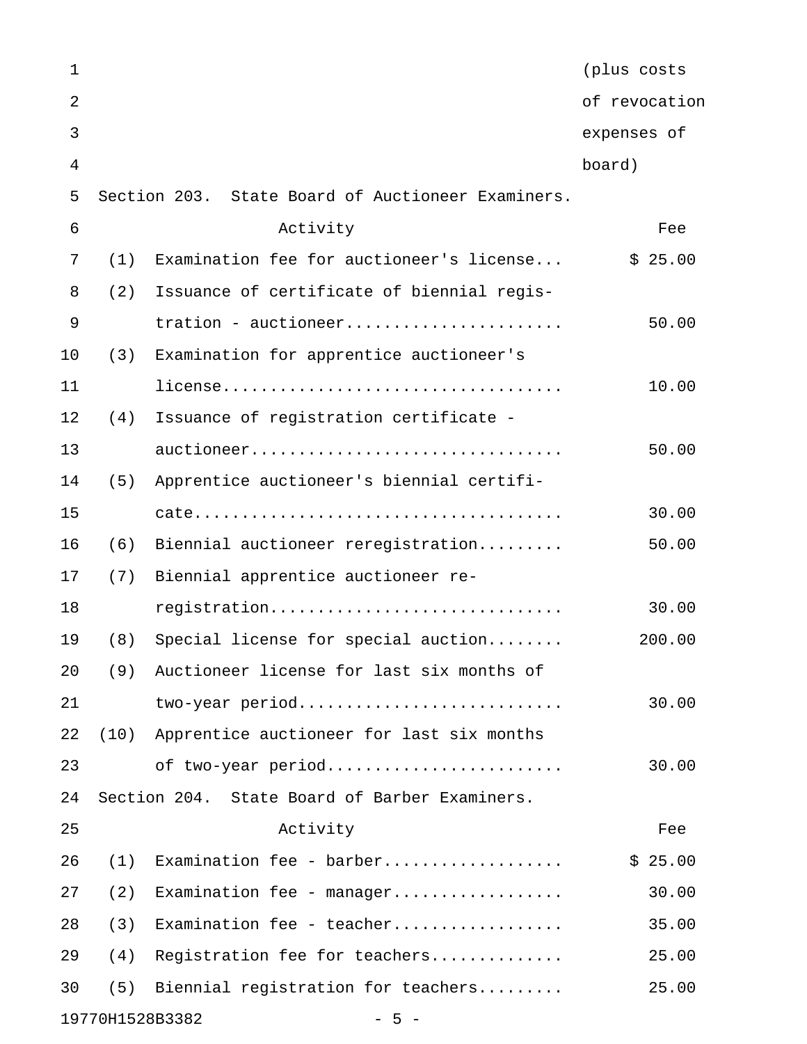(plus costs of revocation expenses of board)

Section 203. State Board of Auctioneer Examiners.

| | Activity | Fee |
|---|---|---|
| (1) | Examination fee for auctioneer's license... | $ 25.00 |
| (2) | Issuance of certificate of biennial registration - auctioneer...................... | 50.00 |
| (3) | Examination for apprentice auctioneer's license.................................. | 10.00 |
| (4) | Issuance of registration certificate - auctioneer................................ | 50.00 |
| (5) | Apprentice auctioneer's biennial certificate..................................... | 30.00 |
| (6) | Biennial auctioneer reregistration......... | 50.00 |
| (7) | Biennial apprentice auctioneer reregistration.............................. | 30.00 |
| (8) | Special license for special auction........ | 200.00 |
| (9) | Auctioneer license for last six months of two-year period........................... | 30.00 |
| (10) | Apprentice auctioneer for last six months of two-year period........................ | 30.00 |

Section 204. State Board of Barber Examiners.

| | Activity | Fee |
|---|---|---|
| (1) | Examination fee - barber.................. | $ 25.00 |
| (2) | Examination fee - manager................. | 30.00 |
| (3) | Examination fee - teacher................. | 35.00 |
| (4) | Registration fee for teachers............. | 25.00 |
| (5) | Biennial registration for teachers......... | 25.00 |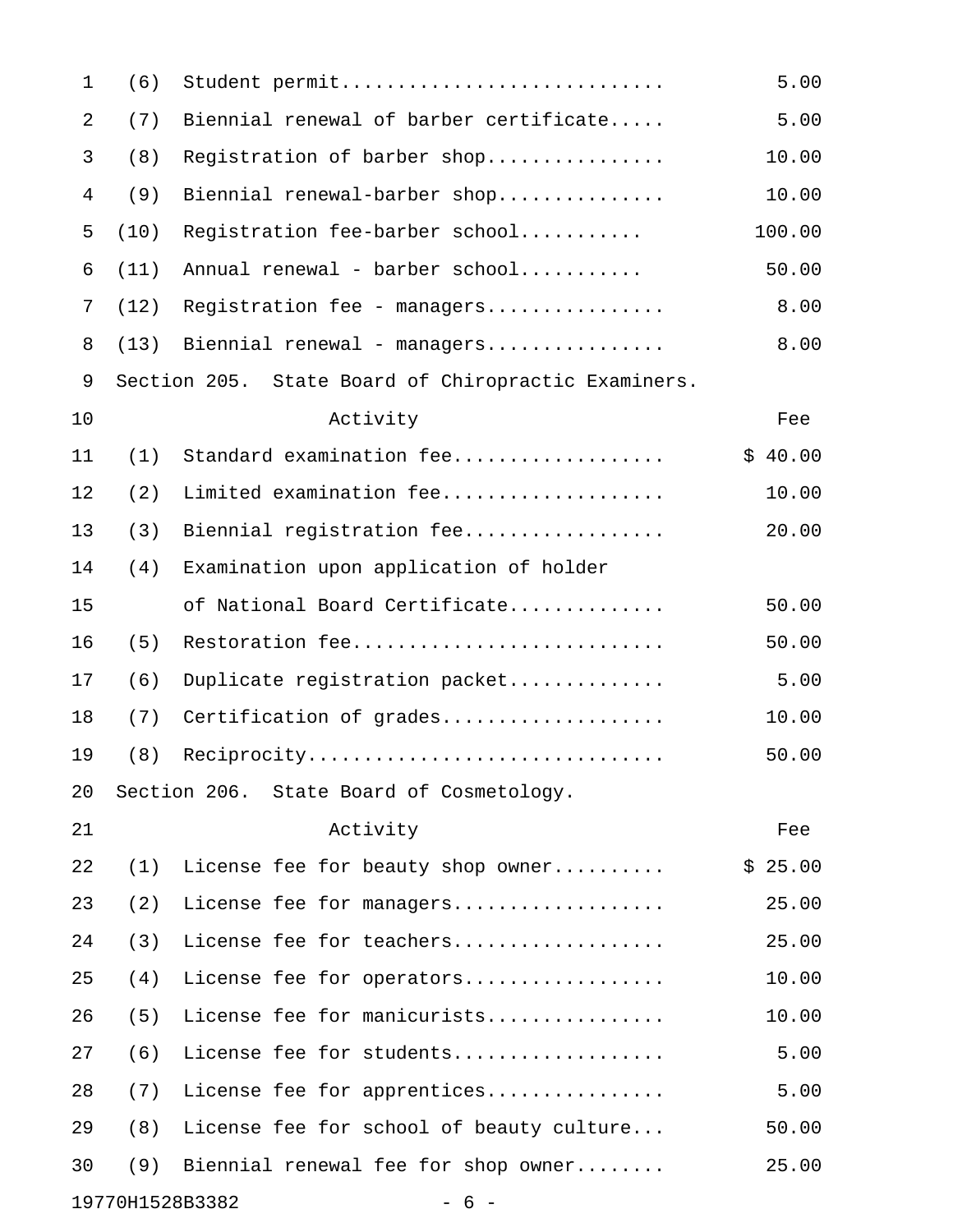| | Activity | Fee |
|---|---|---|
| (6) | Student permit............................ | 5.00 |
| (7) | Biennial renewal of barber certificate..... | 5.00 |
| (8) | Registration of barber shop............... | 10.00 |
| (9) | Biennial renewal-barber shop.............. | 10.00 |
| (10) | Registration fee-barber school........... | 100.00 |
| (11) | Annual renewal - barber school........... | 50.00 |
| (12) | Registration fee - managers............... | 8.00 |
| (13) | Biennial renewal - managers............... | 8.00 |

Section 205. State Board of Chiropractic Examiners.

| | Activity | Fee |
|---|---|---|
| (1) | Standard examination fee.................. | $ 40.00 |
| (2) | Limited examination fee.................... | 10.00 |
| (3) | Biennial registration fee................. | 20.00 |
| (4) | Examination upon application of holder of National Board Certificate............. | 50.00 |
| (5) | Restoration fee........................... | 50.00 |
| (6) | Duplicate registration packet............. | 5.00 |
| (7) | Certification of grades.................... | 10.00 |
| (8) | Reciprocity............................... | 50.00 |

Section 206. State Board of Cosmetology.

| | Activity | Fee |
|---|---|---|
| (1) | License fee for beauty shop owner.......... | $ 25.00 |
| (2) | License fee for managers.................. | 25.00 |
| (3) | License fee for teachers.................. | 25.00 |
| (4) | License fee for operators................. | 10.00 |
| (5) | License fee for manicurists............... | 10.00 |
| (6) | License fee for students.................. | 5.00 |
| (7) | License fee for apprentices............... | 5.00 |
| (8) | License fee for school of beauty culture... | 50.00 |
| (9) | Biennial renewal fee for shop owner........ | 25.00 |

19770H1528B3382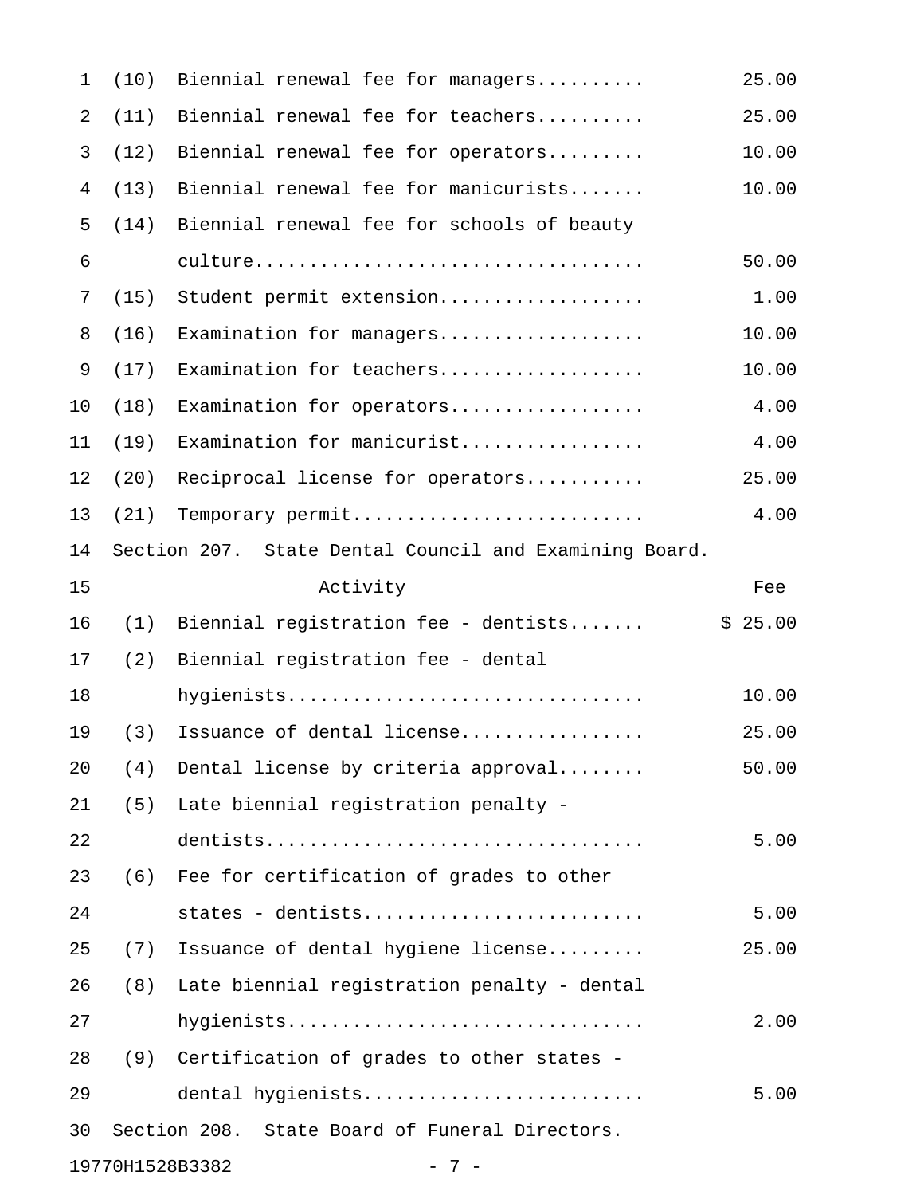| | | |
|---|---|---|
| (10) | Biennial renewal fee for managers.......... | 25.00 |
| (11) | Biennial renewal fee for teachers.......... | 25.00 |
| (12) | Biennial renewal fee for operators......... | 10.00 |
| (13) | Biennial renewal fee for manicurists....... | 10.00 |
| (14) | Biennial renewal fee for schools of beauty culture.................................... | 50.00 |
| (15) | Student permit extension................... | 1.00 |
| (16) | Examination for managers................... | 10.00 |
| (17) | Examination for teachers................... | 10.00 |
| (18) | Examination for operators.................. | 4.00 |
| (19) | Examination for manicurist................. | 4.00 |
| (20) | Reciprocal license for operators........... | 25.00 |
| (21) | Temporary permit........................... | 4.00 |

Section 207. State Dental Council and Examining Board.

| | Activity | Fee |
|---|---|---|
| (1) | Biennial registration fee - dentists....... | $ 25.00 |
| (2) | Biennial registration fee - dental hygienists................................ | 10.00 |
| (3) | Issuance of dental license................. | 25.00 |
| (4) | Dental license by criteria approval........ | 50.00 |
| (5) | Late biennial registration penalty - dentists.................................. | 5.00 |
| (6) | Fee for certification of grades to other states - dentists......................... | 5.00 |
| (7) | Issuance of dental hygiene license......... | 25.00 |
| (8) | Late biennial registration penalty - dental hygienists................................ | 2.00 |
| (9) | Certification of grades to other states - dental hygienists......................... | 5.00 |

Section 208. State Board of Funeral Directors.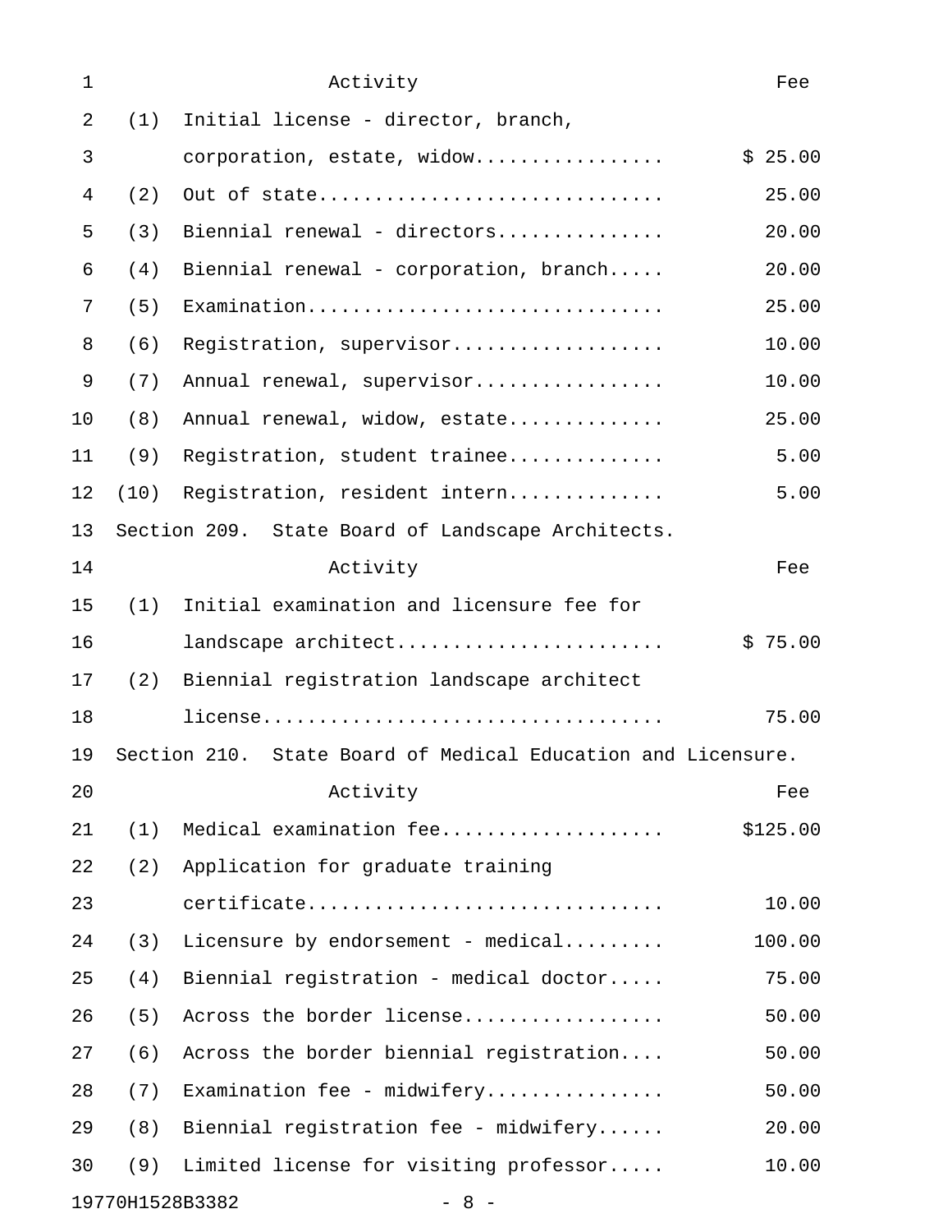| Activity | Fee |
|---|---|
| (1) Initial license - director, branch, corporation, estate, widow | $ 25.00 |
| (2) Out of state | 25.00 |
| (3) Biennial renewal - directors | 20.00 |
| (4) Biennial renewal - corporation, branch | 20.00 |
| (5) Examination | 25.00 |
| (6) Registration, supervisor | 10.00 |
| (7) Annual renewal, supervisor | 10.00 |
| (8) Annual renewal, widow, estate | 25.00 |
| (9) Registration, student trainee | 5.00 |
| (10) Registration, resident intern | 5.00 |

Section 209. State Board of Landscape Architects.

| Activity | Fee |
|---|---|
| (1) Initial examination and licensure fee for landscape architect | $ 75.00 |
| (2) Biennial registration landscape architect license | 75.00 |

Section 210. State Board of Medical Education and Licensure.

| Activity | Fee |
|---|---|
| (1) Medical examination fee | $125.00 |
| (2) Application for graduate training certificate | 10.00 |
| (3) Licensure by endorsement - medical | 100.00 |
| (4) Biennial registration - medical doctor | 75.00 |
| (5) Across the border license | 50.00 |
| (6) Across the border biennial registration | 50.00 |
| (7) Examination fee - midwifery | 50.00 |
| (8) Biennial registration fee - midwifery | 20.00 |
| (9) Limited license for visiting professor | 10.00 |

19770H1528B3382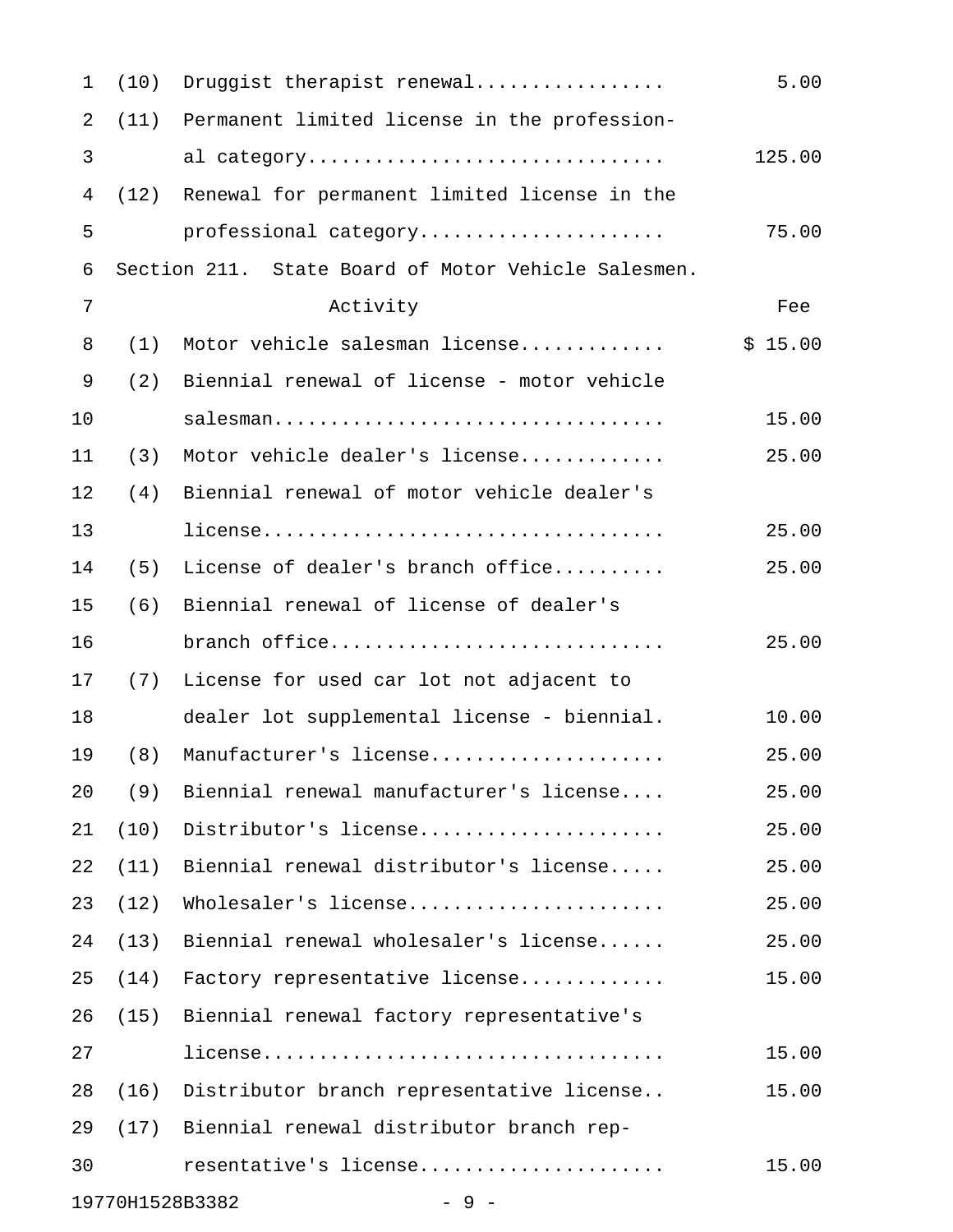| | | |
|---|---|---|
| (10) | Druggist therapist renewal................ | 5.00 |
| (11) | Permanent limited license in the professional category............................... | 125.00 |
| (12) | Renewal for permanent limited license in the professional category...................... | 75.00 |

Section 211. State Board of Motor Vehicle Salesmen.

| | Activity | Fee |
|---|---|---|
| (1) | Motor vehicle salesman license............ | $ 15.00 |
| (2) | Biennial renewal of license - motor vehicle salesman.................................. | 15.00 |
| (3) | Motor vehicle dealer's license............ | 25.00 |
| (4) | Biennial renewal of motor vehicle dealer's license.................................. | 25.00 |
| (5) | License of dealer's branch office.......... | 25.00 |
| (6) | Biennial renewal of license of dealer's branch office............................. | 25.00 |
| (7) | License for used car lot not adjacent to dealer lot supplemental license - biennial. | 10.00 |
| (8) | Manufacturer's license..................... | 25.00 |
| (9) | Biennial renewal manufacturer's license.... | 25.00 |
| (10) | Distributor's license...................... | 25.00 |
| (11) | Biennial renewal distributor's license..... | 25.00 |
| (12) | Wholesaler's license....................... | 25.00 |
| (13) | Biennial renewal wholesaler's license...... | 25.00 |
| (14) | Factory representative license............ | 15.00 |
| (15) | Biennial renewal factory representative's license.................................. | 15.00 |
| (16) | Distributor branch representative license.. | 15.00 |
| (17) | Biennial renewal distributor branch representative's license..................... | 15.00 |

19770H1528B3382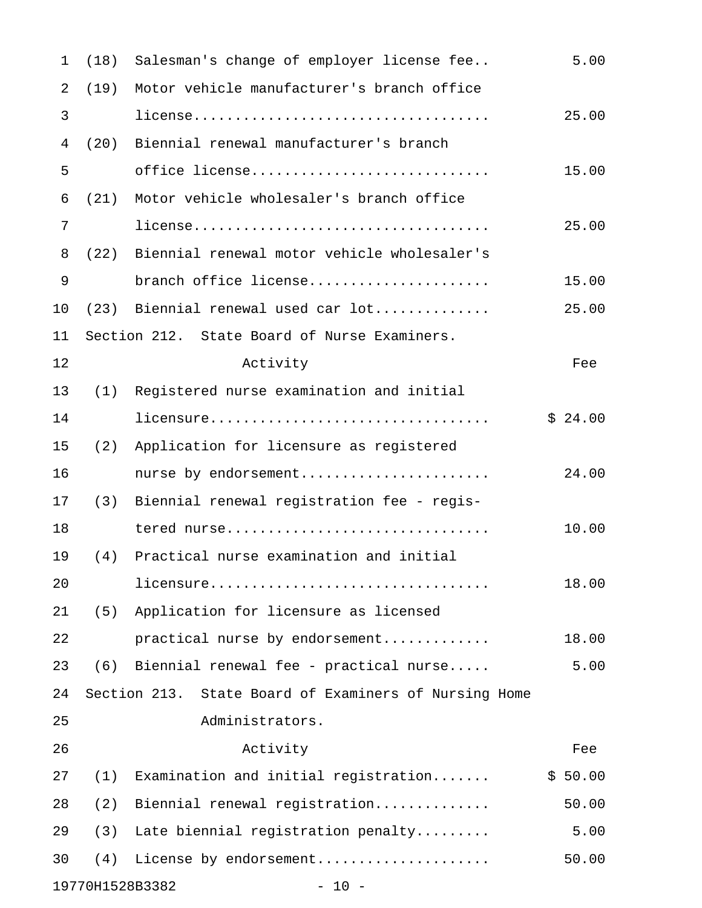| | | |
|---|---|---|
| (18) | Salesman's change of employer license fee.. | 5.00 |
| (19) | Motor vehicle manufacturer's branch office license.................................. | 25.00 |
| (20) | Biennial renewal manufacturer's branch office license............................ | 15.00 |
| (21) | Motor vehicle wholesaler's branch office license.................................. | 25.00 |
| (22) | Biennial renewal motor vehicle wholesaler's branch office license..................... | 15.00 |
| (23) | Biennial renewal used car lot............. | 25.00 |

Section 212. State Board of Nurse Examiners.

| | Activity | Fee |
|---|---|---|
| (1) | Registered nurse examination and initial licensure................................. | $ 24.00 |
| (2) | Application for licensure as registered nurse by endorsement...................... | 24.00 |
| (3) | Biennial renewal registration fee - registered nurse............................... | 10.00 |
| (4) | Practical nurse examination and initial licensure................................. | 18.00 |
| (5) | Application for licensure as licensed practical nurse by endorsement............ | 18.00 |
| (6) | Biennial renewal fee - practical nurse..... | 5.00 |

Section 213. State Board of Examiners of Nursing Home Administrators.

| | Activity | Fee |
|---|---|---|
| (1) | Examination and initial registration....... | $ 50.00 |
| (2) | Biennial renewal registration............. | 50.00 |
| (3) | Late biennial registration penalty......... | 5.00 |
| (4) | License by endorsement.................... | 50.00 |

19770H1528B3382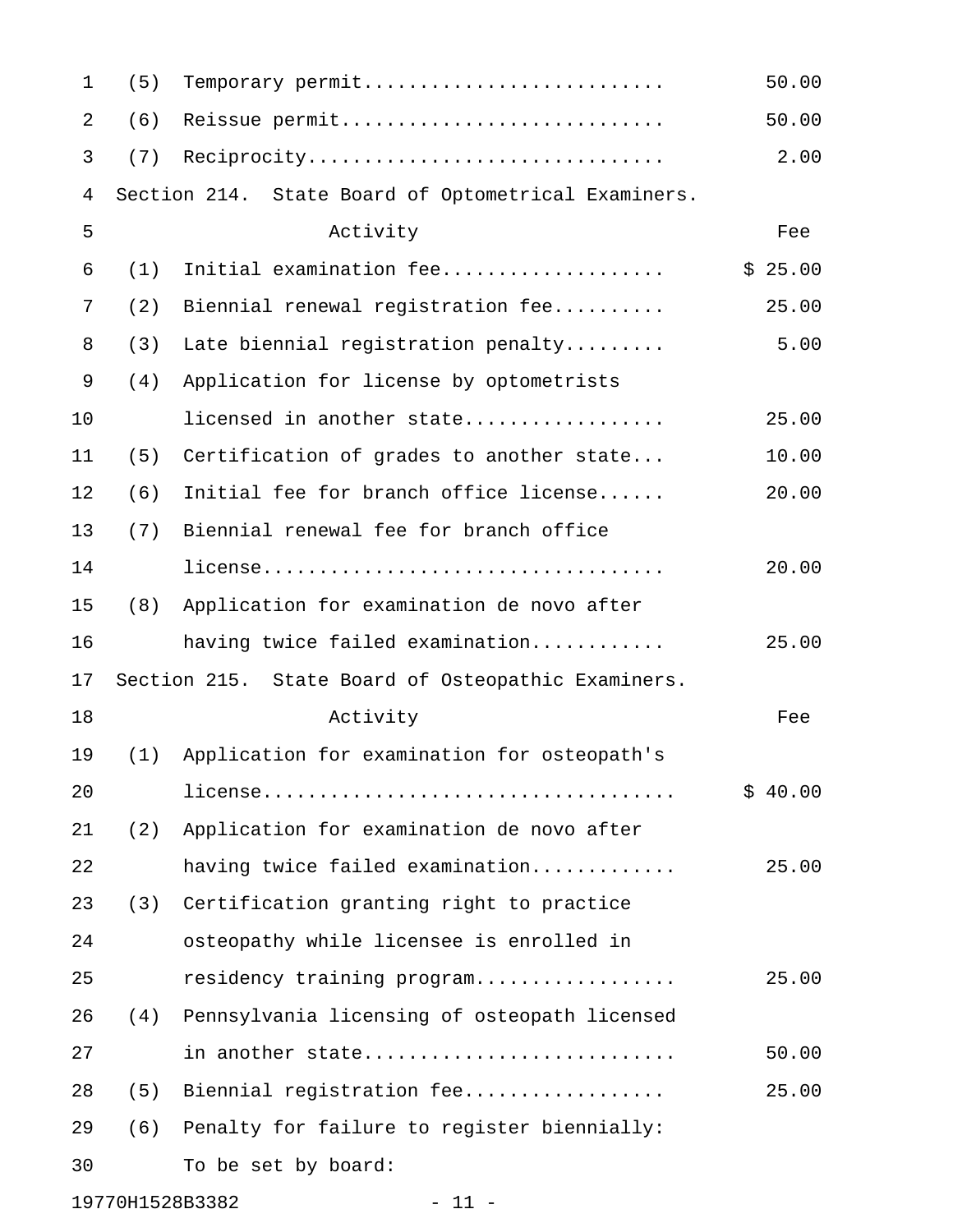| | | |
|---|---|---|
| (5) | Temporary permit.......................... | 50.00 |
| (6) | Reissue permit............................ | 50.00 |
| (7) | Reciprocity............................... | 2.00 |

Section 214. State Board of Optometrical Examiners.

| | Activity | Fee |
|---|---|---|
| (1) | Initial examination fee................... | $ 25.00 |
| (2) | Biennial renewal registration fee.......... | 25.00 |
| (3) | Late biennial registration penalty......... | 5.00 |
| (4) | Application for license by optometrists licensed in another state................. | 25.00 |
| (5) | Certification of grades to another state... | 10.00 |
| (6) | Initial fee for branch office license...... | 20.00 |
| (7) | Biennial renewal fee for branch office license.................................. | 20.00 |
| (8) | Application for examination de novo after having twice failed examination........... | 25.00 |

Section 215. State Board of Osteopathic Examiners.

| | Activity | Fee |
|---|---|---|
| (1) | Application for examination for osteopath's license.................................. | $ 40.00 |
| (2) | Application for examination de novo after having twice failed examination............ | 25.00 |
| (3) | Certification granting right to practice osteopathy while licensee is enrolled in residency training program................. | 25.00 |
| (4) | Pennsylvania licensing of osteopath licensed in another state.......................... | 50.00 |
| (5) | Biennial registration fee................. | 25.00 |
| (6) | Penalty for failure to register biennially: To be set by board: | |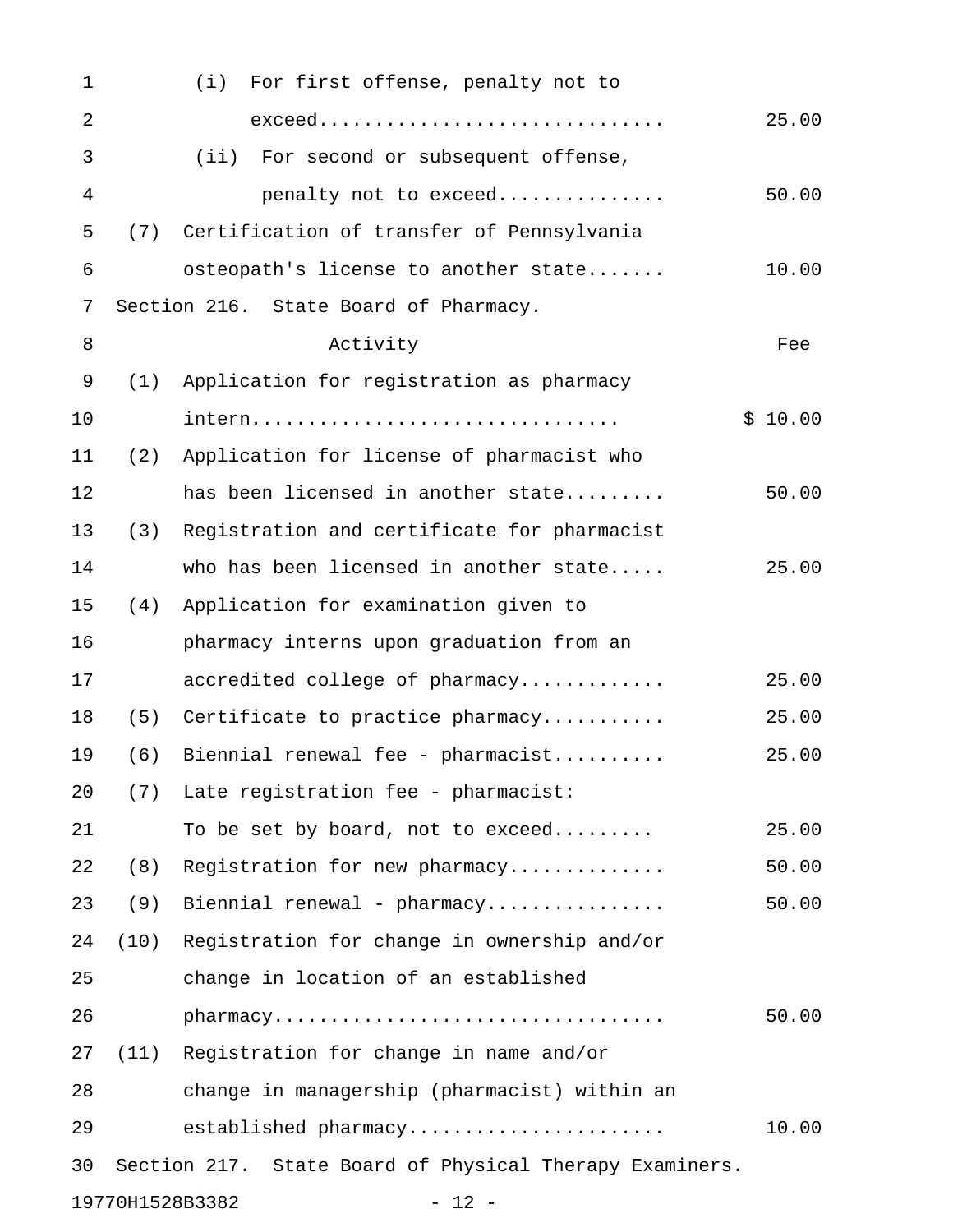(i) For first offense, penalty not to exceed.............................. 25.00

(ii) For second or subsequent offense, penalty not to exceed.............. 50.00

(7) Certification of transfer of Pennsylvania osteopath's license to another state....... 10.00

Section 216. State Board of Pharmacy.

| Activity | Fee |
|---|---|
| (1) Application for registration as pharmacy intern................................ | $ 10.00 |
| (2) Application for license of pharmacist who has been licensed in another state......... | 50.00 |
| (3) Registration and certificate for pharmacist who has been licensed in another state..... | 25.00 |
| (4) Application for examination given to pharmacy interns upon graduation from an accredited college of pharmacy............ | 25.00 |
| (5) Certificate to practice pharmacy........... | 25.00 |
| (6) Biennial renewal fee - pharmacist.......... | 25.00 |
| (7) Late registration fee - pharmacist: To be set by board, not to exceed......... | 25.00 |
| (8) Registration for new pharmacy............. | 50.00 |
| (9) Biennial renewal - pharmacy................ | 50.00 |
| (10) Registration for change in ownership and/or change in location of an established pharmacy.................................. | 50.00 |
| (11) Registration for change in name and/or change in managership (pharmacist) within an established pharmacy...................... | 10.00 |

Section 217. State Board of Physical Therapy Examiners.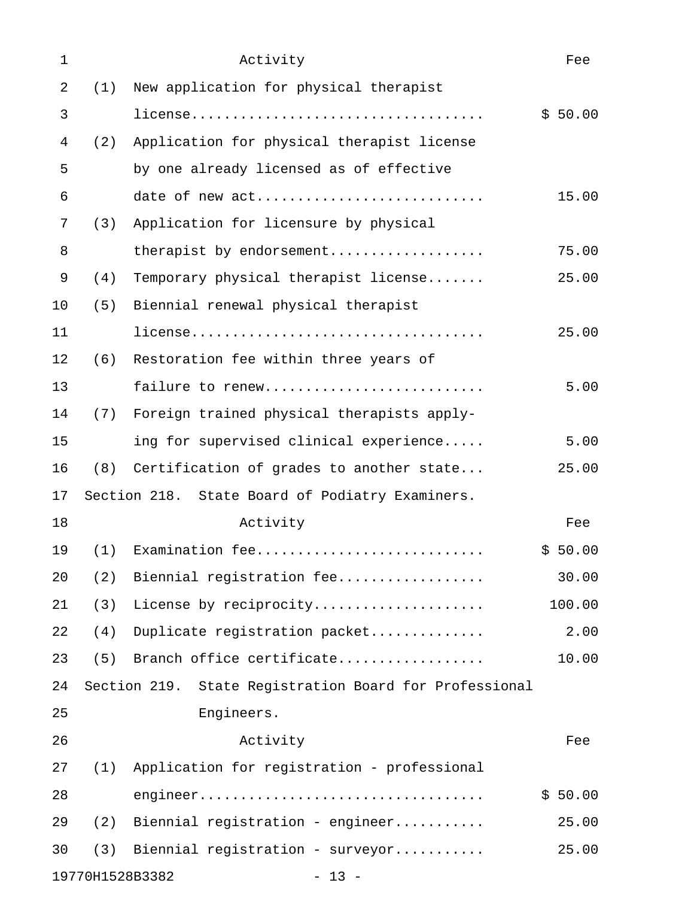| Activity | Fee |
|---|---|
| (1) New application for physical therapist license | $ 50.00 |
| (2) Application for physical therapist license by one already licensed as of effective date of new act | 15.00 |
| (3) Application for licensure by physical therapist by endorsement | 75.00 |
| (4) Temporary physical therapist license | 25.00 |
| (5) Biennial renewal physical therapist license | 25.00 |
| (6) Restoration fee within three years of failure to renew | 5.00 |
| (7) Foreign trained physical therapists applying for supervised clinical experience | 5.00 |
| (8) Certification of grades to another state | 25.00 |

Section 218. State Board of Podiatry Examiners.

| Activity | Fee |
|---|---|
| (1) Examination fee | $ 50.00 |
| (2) Biennial registration fee | 30.00 |
| (3) License by reciprocity | 100.00 |
| (4) Duplicate registration packet | 2.00 |
| (5) Branch office certificate | 10.00 |

Section 219. State Registration Board for Professional Engineers.

| Activity | Fee |
|---|---|
| (1) Application for registration - professional engineer | $ 50.00 |
| (2) Biennial registration - engineer | 25.00 |
| (3) Biennial registration - surveyor | 25.00 |

19770H1528B3382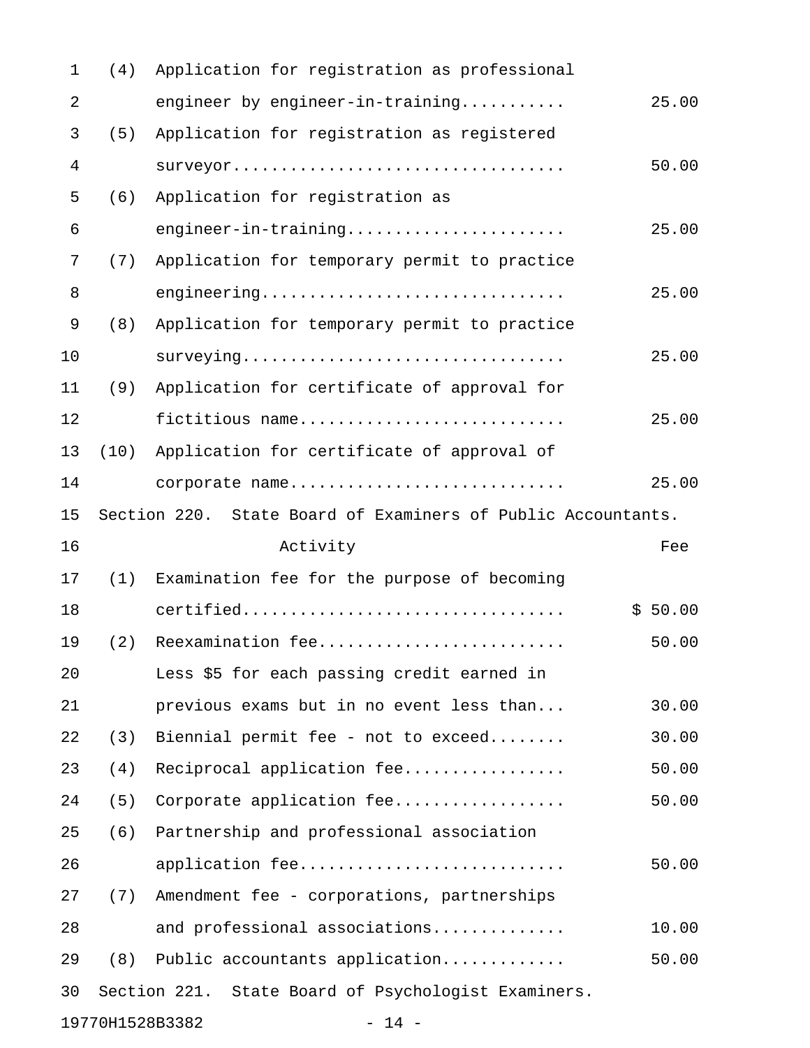| | Activity | Fee |
|---|---|---|
| (4) | Application for registration as professional engineer by engineer-in-training........... | 25.00 |
| (5) | Application for registration as registered surveyor.................................. | 50.00 |
| (6) | Application for registration as engineer-in-training...................... | 25.00 |
| (7) | Application for temporary permit to practice engineering............................... | 25.00 |
| (8) | Application for temporary permit to practice surveying................................. | 25.00 |
| (9) | Application for certificate of approval for fictitious name........................... | 25.00 |
| (10) | Application for certificate of approval of corporate name............................ | 25.00 |

Section 220. State Board of Examiners of Public Accountants.

| | Activity | Fee |
|---|---|---|
| (1) | Examination fee for the purpose of becoming certified................................. | $ 50.00 |
| (2) | Reexamination fee......................... | 50.00 |
| | Less $5 for each passing credit earned in previous exams but in no event less than... | 30.00 |
| (3) | Biennial permit fee - not to exceed........ | 30.00 |
| (4) | Reciprocal application fee................ | 50.00 |
| (5) | Corporate application fee................. | 50.00 |
| (6) | Partnership and professional association application fee........................... | 50.00 |
| (7) | Amendment fee - corporations, partnerships and professional associations............. | 10.00 |
| (8) | Public accountants application............ | 50.00 |

Section 221. State Board of Psychologist Examiners.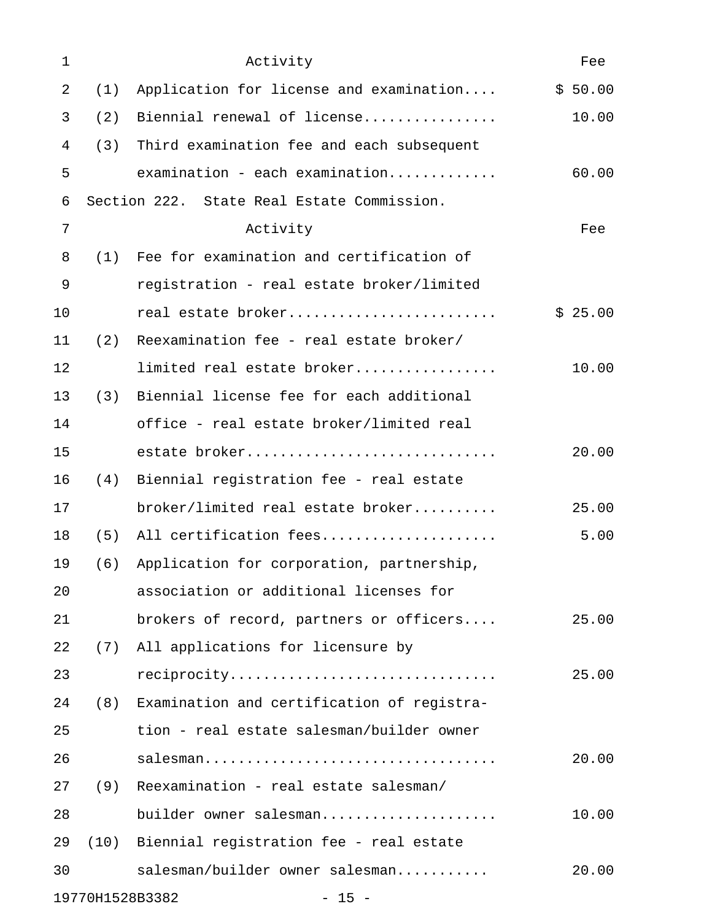| Activity | Fee |
|---|---|
| (1) Application for license and examination.... | $ 50.00 |
| (2) Biennial renewal of license................ | 10.00 |
| (3) Third examination fee and each subsequent examination - each examination............ | 60.00 |

Section 222. State Real Estate Commission.

| Activity | Fee |
|---|---|
| (1) Fee for examination and certification of registration - real estate broker/limited real estate broker........................ | $ 25.00 |
| (2) Reexamination fee - real estate broker/ limited real estate broker................ | 10.00 |
| (3) Biennial license fee for each additional office - real estate broker/limited real estate broker............................ | 20.00 |
| (4) Biennial registration fee - real estate broker/limited real estate broker......... | 25.00 |
| (5) All certification fees.................... | 5.00 |
| (6) Application for corporation, partnership, association or additional licenses for brokers of record, partners or officers.... | 25.00 |
| (7) All applications for licensure by reciprocity.............................. | 25.00 |
| (8) Examination and certification of registration - real estate salesman/builder owner salesman................................. | 20.00 |
| (9) Reexamination - real estate salesman/ builder owner salesman.................... | 10.00 |
| (10) Biennial registration fee - real estate salesman/builder owner salesman........... | 20.00 |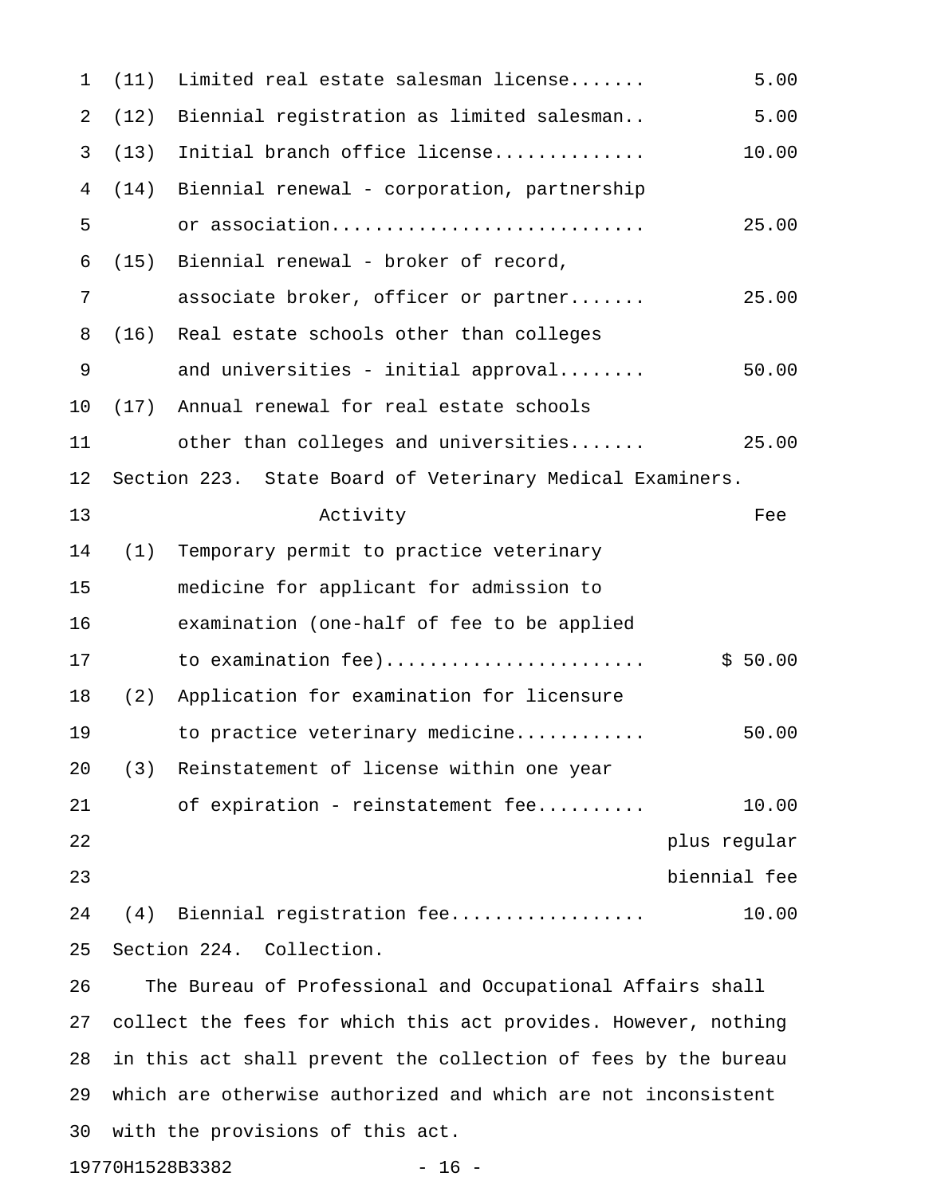| | Activity | Fee |
|---|---|---|
| (11) | Limited real estate salesman license | 5.00 |
| (12) | Biennial registration as limited salesman | 5.00 |
| (13) | Initial branch office license | 10.00 |
| (14) | Biennial renewal - corporation, partnership or association | 25.00 |
| (15) | Biennial renewal - broker of record, associate broker, officer or partner | 25.00 |
| (16) | Real estate schools other than colleges and universities - initial approval | 50.00 |
| (17) | Annual renewal for real estate schools other than colleges and universities | 25.00 |

Section 223. State Board of Veterinary Medical Examiners.

| | Activity | Fee |
|---|---|---|
| (1) | Temporary permit to practice veterinary medicine for applicant for admission to examination (one-half of fee to be applied to examination fee) | $ 50.00 |
| (2) | Application for examination for licensure to practice veterinary medicine | 50.00 |
| (3) | Reinstatement of license within one year of expiration - reinstatement fee | 10.00 plus regular biennial fee |
| (4) | Biennial registration fee | 10.00 |

Section 224. Collection.

The Bureau of Professional and Occupational Affairs shall collect the fees for which this act provides. However, nothing in this act shall prevent the collection of fees by the bureau which are otherwise authorized and which are not inconsistent with the provisions of this act.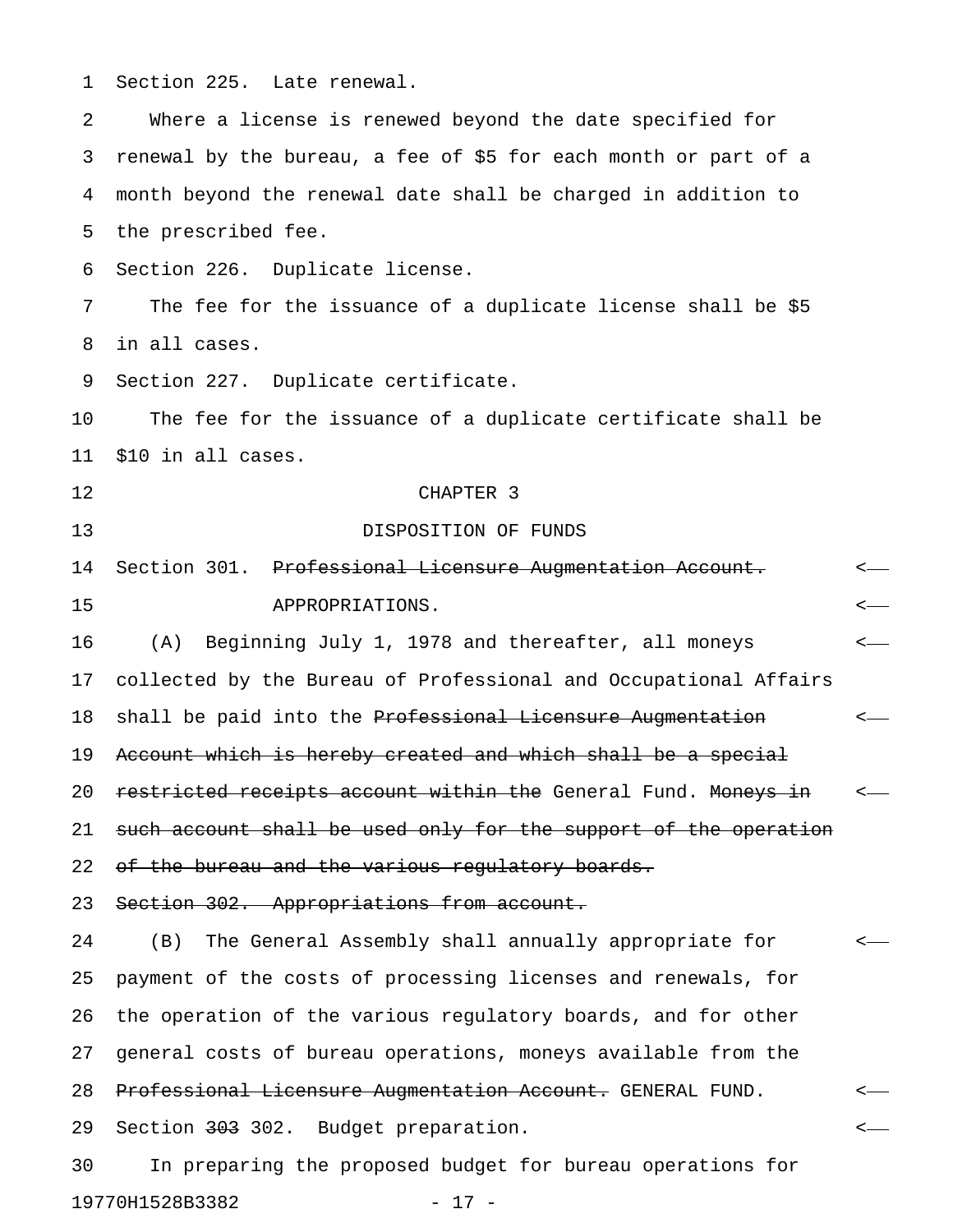Section 225. Late renewal.

Where a license is renewed beyond the date specified for renewal by the bureau, a fee of $5 for each month or part of a month beyond the renewal date shall be charged in addition to the prescribed fee.

Section 226. Duplicate license.

The fee for the issuance of a duplicate license shall be $5 in all cases.

Section 227. Duplicate certificate.

The fee for the issuance of a duplicate certificate shall be $10 in all cases.

CHAPTER 3

DISPOSITION OF FUNDS

Section 301. ~~Professional Licensure Augmentation Account.~~ APPROPRIATIONS.

(A) Beginning July 1, 1978 and thereafter, all moneys collected by the Bureau of Professional and Occupational Affairs shall be paid into the ~~Professional Licensure Augmentation Account which is hereby created and which shall be a special restricted receipts account within the~~ General Fund. ~~Moneys in such account shall be used only for the support of the operation of the bureau and the various regulatory boards.~~

~~Section 302. Appropriations from account.~~

(B) The General Assembly shall annually appropriate for payment of the costs of processing licenses and renewals, for the operation of the various regulatory boards, and for other general costs of bureau operations, moneys available from the ~~Professional Licensure Augmentation Account.~~ GENERAL FUND.

Section ~~303~~ 302. Budget preparation.

In preparing the proposed budget for bureau operations for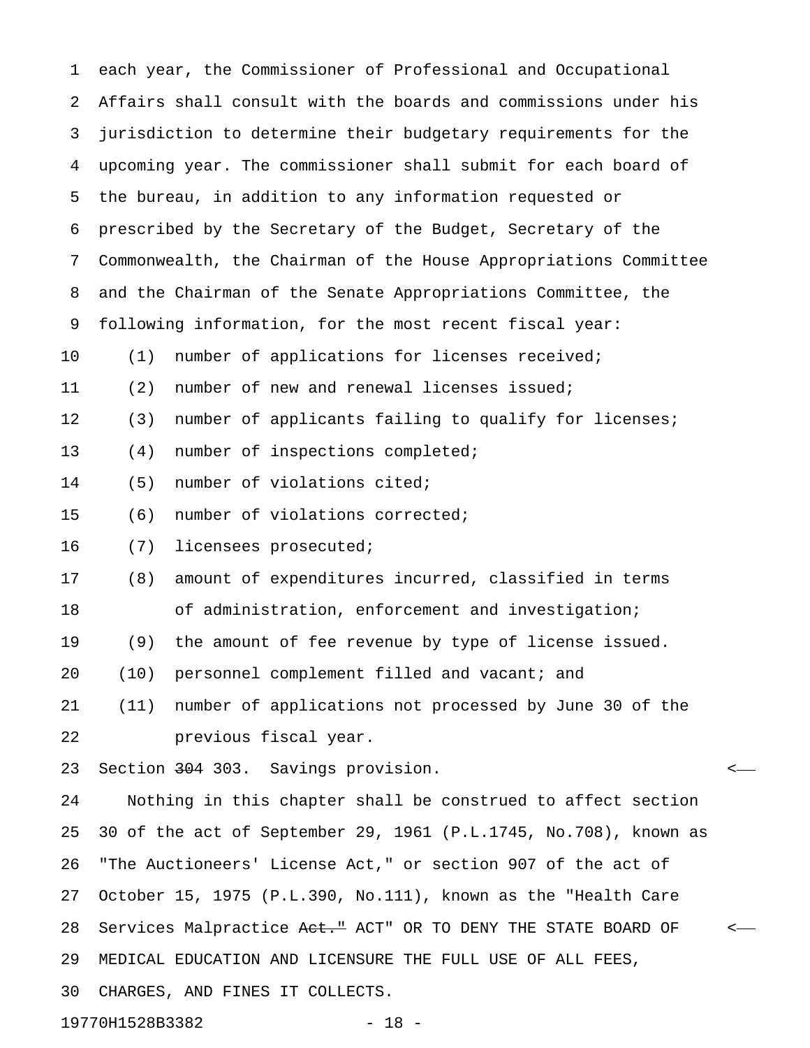each year, the Commissioner of Professional and Occupational Affairs shall consult with the boards and commissions under his jurisdiction to determine their budgetary requirements for the upcoming year. The commissioner shall submit for each board of the bureau, in addition to any information requested or prescribed by the Secretary of the Budget, Secretary of the Commonwealth, the Chairman of the House Appropriations Committee and the Chairman of the Senate Appropriations Committee, the following information, for the most recent fiscal year:

(1) number of applications for licenses received;

(2) number of new and renewal licenses issued;

(3) number of applicants failing to qualify for licenses;

(4) number of inspections completed;

(5) number of violations cited;

(6) number of violations corrected;

(7) licensees prosecuted;

(8) amount of expenditures incurred, classified in terms of administration, enforcement and investigation;

(9) the amount of fee revenue by type of license issued.

(10) personnel complement filled and vacant; and

(11) number of applications not processed by June 30 of the previous fiscal year.

Section ~~304~~ 303. Savings provision.

Nothing in this chapter shall be construed to affect section 30 of the act of September 29, 1961 (P.L.1745, No.708), known as "The Auctioneers' License Act," or section 907 of the act of October 15, 1975 (P.L.390, No.111), known as the "Health Care Services Malpractice ~~Act."~~ ACT" OR TO DENY THE STATE BOARD OF MEDICAL EDUCATION AND LICENSURE THE FULL USE OF ALL FEES, CHARGES, AND FINES IT COLLECTS.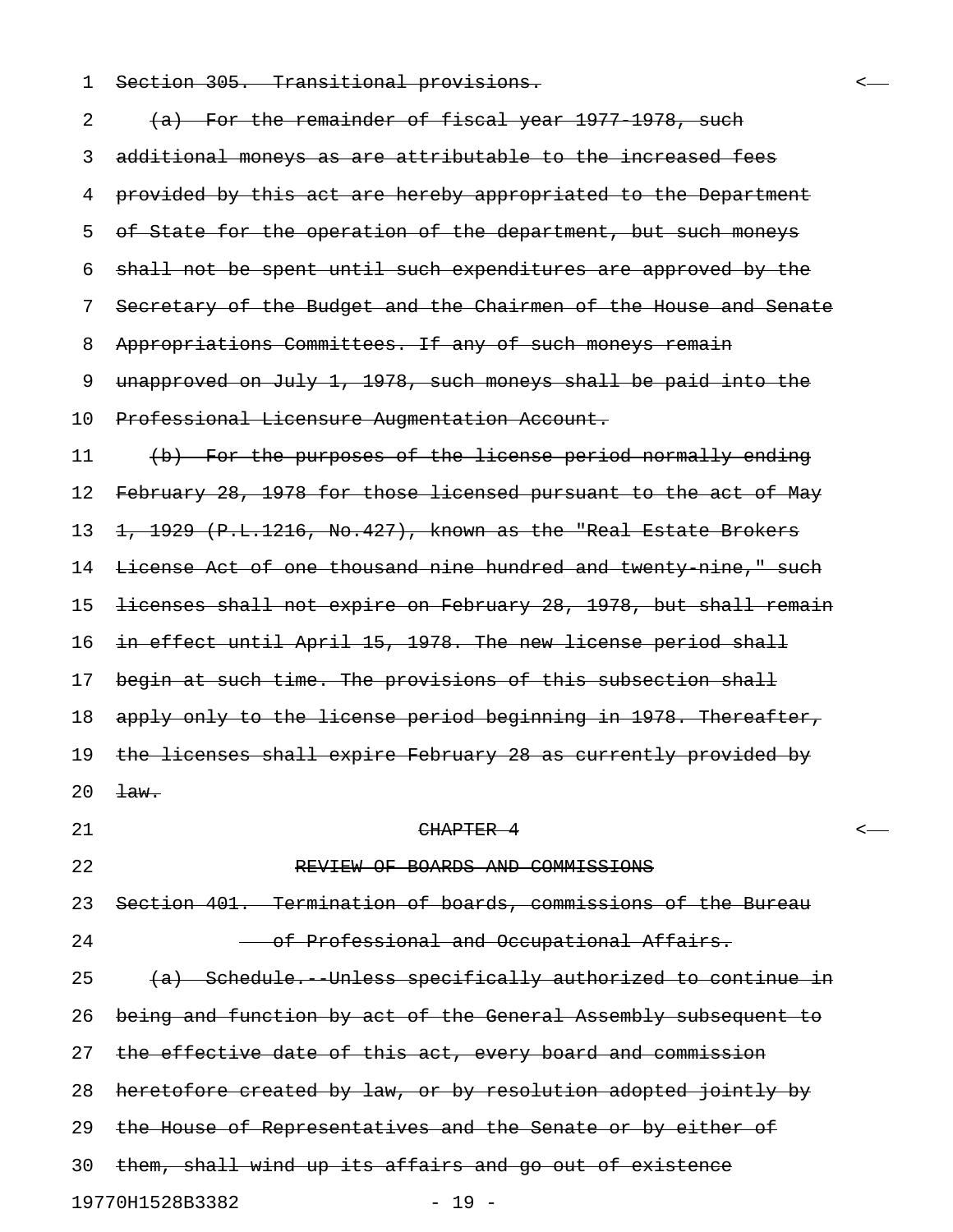~~Section 305. Transitional provisions.~~

~~(a) For the remainder of fiscal year 1977-1978, such additional moneys as are attributable to the increased fees provided by this act are hereby appropriated to the Department of State for the operation of the department, but such moneys shall not be spent until such expenditures are approved by the Secretary of the Budget and the Chairmen of the House and Senate Appropriations Committees. If any of such moneys remain unapproved on July 1, 1978, such moneys shall be paid into the Professional Licensure Augmentation Account.~~

~~(b) For the purposes of the license period normally ending February 28, 1978 for those licensed pursuant to the act of May 1, 1929 (P.L.1216, No.427), known as the "Real Estate Brokers License Act of one thousand nine hundred and twenty-nine," such licenses shall not expire on February 28, 1978, but shall remain in effect until April 15, 1978. The new license period shall begin at such time. The provisions of this subsection shall apply only to the license period beginning in 1978. Thereafter, the licenses shall expire February 28 as currently provided by law.~~

~~CHAPTER 4~~

~~REVIEW OF BOARDS AND COMMISSIONS~~

~~Section 401. Termination of boards, commissions of the Bureau of Professional and Occupational Affairs.~~

~~(a) Schedule.--Unless specifically authorized to continue in being and function by act of the General Assembly subsequent to the effective date of this act, every board and commission heretofore created by law, or by resolution adopted jointly by the House of Representatives and the Senate or by either of them, shall wind up its affairs and go out of existence~~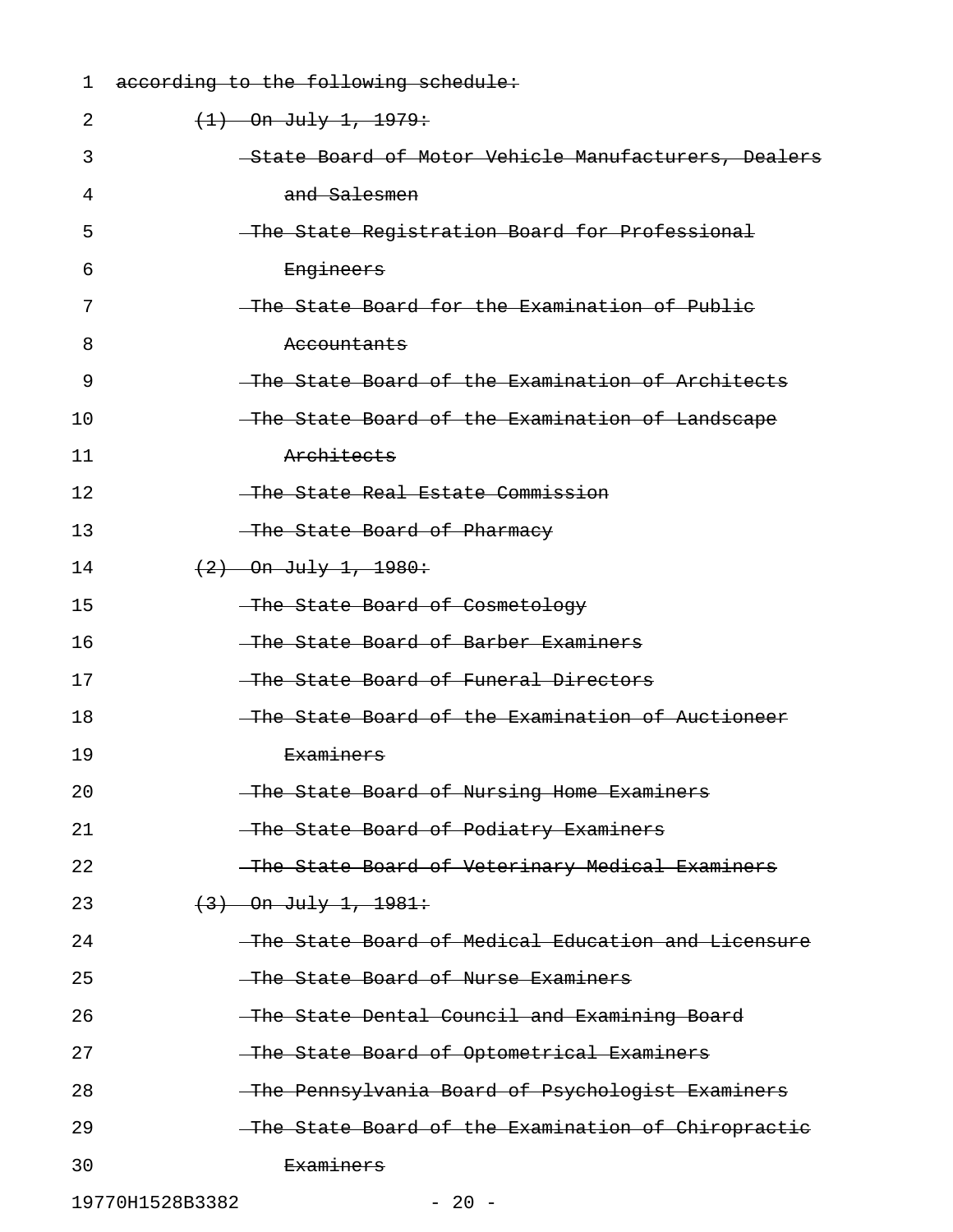~~according to the following schedule:~~

~~(1) On July 1, 1979:~~

~~State Board of Motor Vehicle Manufacturers, Dealers and Salesmen~~

~~The State Registration Board for Professional Engineers~~

~~The State Board for the Examination of Public Accountants~~

~~The State Board of the Examination of Architects~~

~~The State Board of the Examination of Landscape Architects~~

~~The State Real Estate Commission~~

~~The State Board of Pharmacy~~

~~(2) On July 1, 1980:~~

~~The State Board of Cosmetology~~

~~The State Board of Barber Examiners~~

~~The State Board of Funeral Directors~~

~~The State Board of the Examination of Auctioneer Examiners~~

~~The State Board of Nursing Home Examiners~~

~~The State Board of Podiatry Examiners~~

~~The State Board of Veterinary Medical Examiners~~

~~(3) On July 1, 1981:~~

~~The State Board of Medical Education and Licensure~~

~~The State Board of Nurse Examiners~~

~~The State Dental Council and Examining Board~~

~~The State Board of Optometrical Examiners~~

~~The Pennsylvania Board of Psychologist Examiners~~

~~The State Board of the Examination of Chiropractic Examiners~~

19770H1528B3382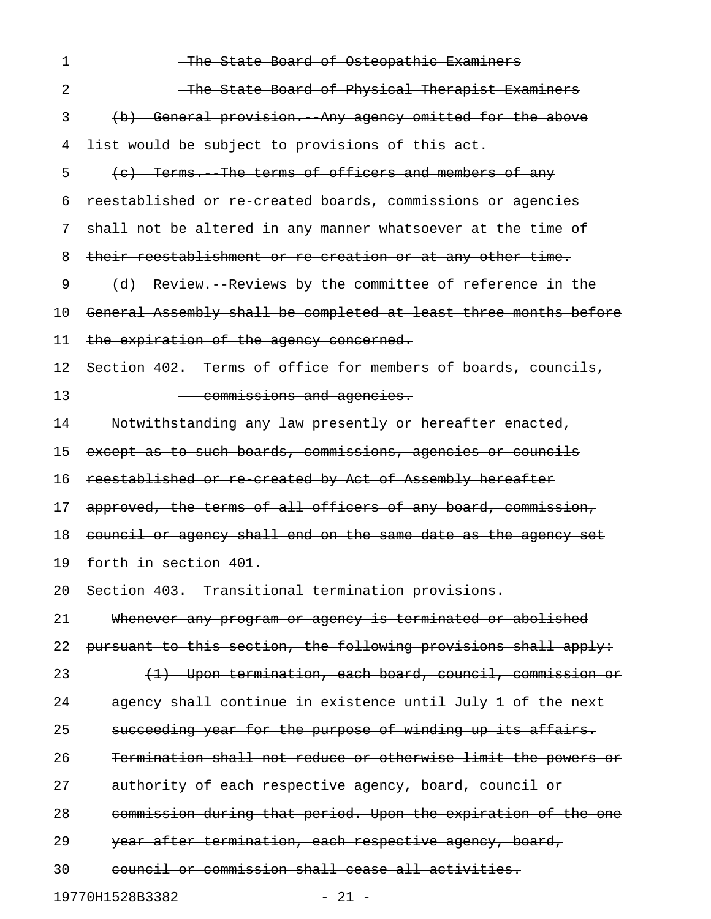The State Board of Osteopathic Examiners

The State Board of Physical Therapist Examiners

(b) General provision.--Any agency omitted for the above list would be subject to provisions of this act.

(c) Terms.--The terms of officers and members of any reestablished or re-created boards, commissions or agencies shall not be altered in any manner whatsoever at the time of their reestablishment or re-creation or at any other time.

(d) Review.--Reviews by the committee of reference in the General Assembly shall be completed at least three months before the expiration of the agency concerned.

Section 402. Terms of office for members of boards, councils, commissions and agencies.

Notwithstanding any law presently or hereafter enacted, except as to such boards, commissions, agencies or councils reestablished or re-created by Act of Assembly hereafter approved, the terms of all officers of any board, commission, council or agency shall end on the same date as the agency set forth in section 401.

Section 403. Transitional termination provisions.

Whenever any program or agency is terminated or abolished pursuant to this section, the following provisions shall apply:

(1) Upon termination, each board, council, commission or agency shall continue in existence until July 1 of the next succeeding year for the purpose of winding up its affairs. Termination shall not reduce or otherwise limit the powers or authority of each respective agency, board, council or commission during that period. Upon the expiration of the one year after termination, each respective agency, board, council or commission shall cease all activities.

19770H1528B3382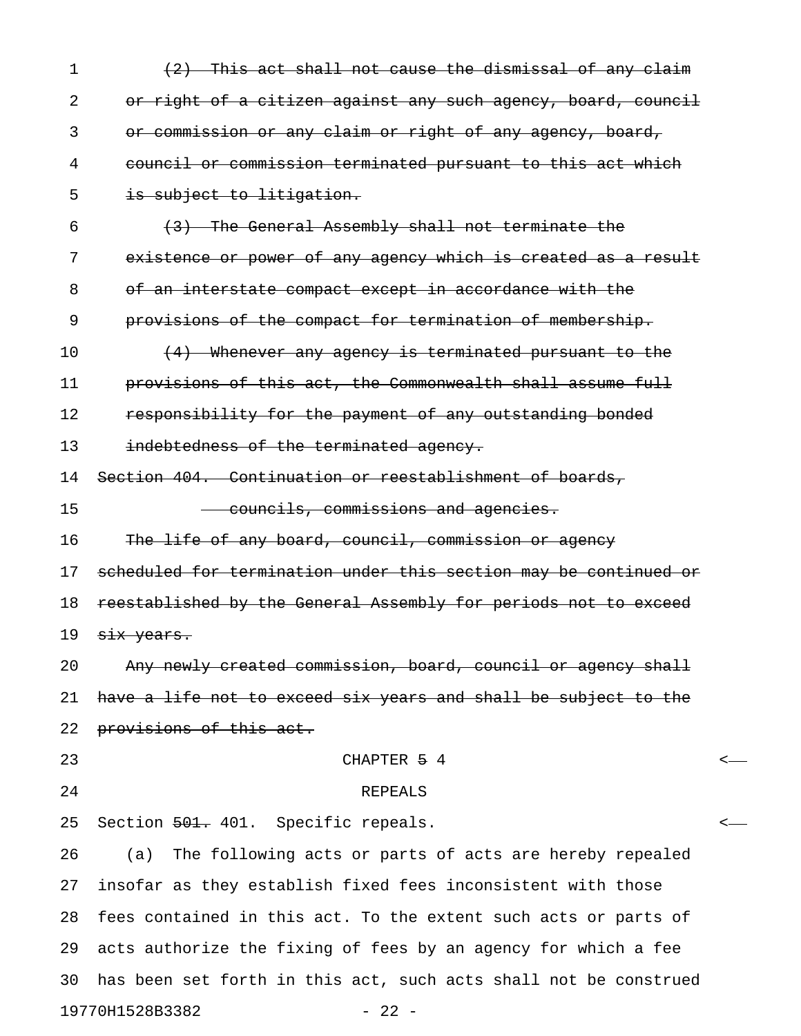~~(2) This act shall not cause the dismissal of any claim or right of a citizen against any such agency, board, council or commission or any claim or right of any agency, board, council or commission terminated pursuant to this act which is subject to litigation.~~

~~(3) The General Assembly shall not terminate the existence or power of any agency which is created as a result of an interstate compact except in accordance with the provisions of the compact for termination of membership.~~

~~(4) Whenever any agency is terminated pursuant to the provisions of this act, the Commonwealth shall assume full responsibility for the payment of any outstanding bonded indebtedness of the terminated agency.~~

~~Section 404. Continuation or reestablishment of boards, councils, commissions and agencies.~~

~~The life of any board, council, commission or agency scheduled for termination under this section may be continued or reestablished by the General Assembly for periods not to exceed six years.~~

~~Any newly created commission, board, council or agency shall have a life not to exceed six years and shall be subject to the provisions of this act.~~

CHAPTER ~~5~~ 4

REPEALS

Section ~~501.~~ 401. Specific repeals.

(a) The following acts or parts of acts are hereby repealed insofar as they establish fixed fees inconsistent with those fees contained in this act. To the extent such acts or parts of acts authorize the fixing of fees by an agency for which a fee has been set forth in this act, such acts shall not be construed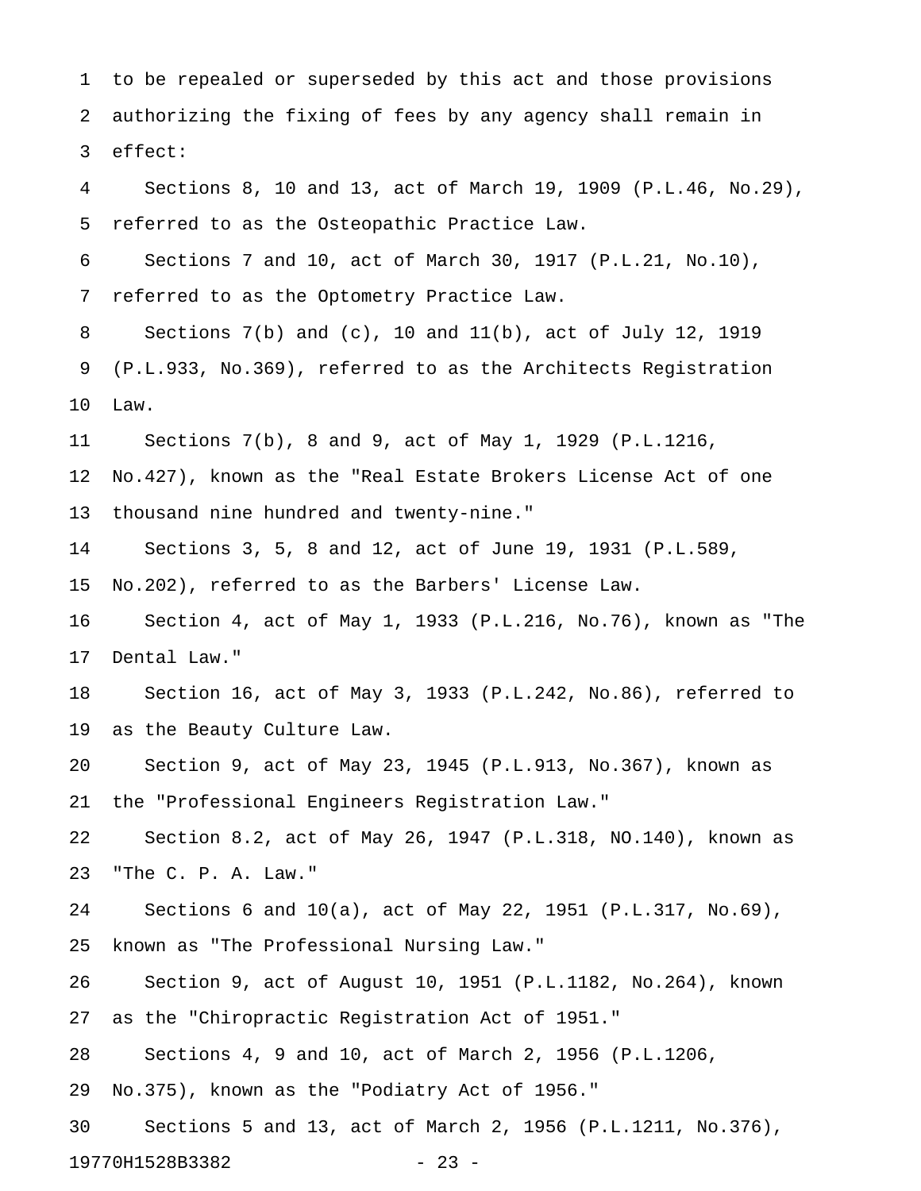to be repealed or superseded by this act and those provisions authorizing the fixing of fees by any agency shall remain in effect:

Sections 8, 10 and 13, act of March 19, 1909 (P.L.46, No.29), referred to as the Osteopathic Practice Law.

Sections 7 and 10, act of March 30, 1917 (P.L.21, No.10), referred to as the Optometry Practice Law.

Sections 7(b) and (c), 10 and 11(b), act of July 12, 1919 (P.L.933, No.369), referred to as the Architects Registration Law.

Sections 7(b), 8 and 9, act of May 1, 1929 (P.L.1216, No.427), known as the "Real Estate Brokers License Act of one thousand nine hundred and twenty-nine."

Sections 3, 5, 8 and 12, act of June 19, 1931 (P.L.589, No.202), referred to as the Barbers' License Law.

Section 4, act of May 1, 1933 (P.L.216, No.76), known as "The Dental Law."

Section 16, act of May 3, 1933 (P.L.242, No.86), referred to as the Beauty Culture Law.

Section 9, act of May 23, 1945 (P.L.913, No.367), known as the "Professional Engineers Registration Law."

Section 8.2, act of May 26, 1947 (P.L.318, NO.140), known as "The C. P. A. Law."

Sections 6 and 10(a), act of May 22, 1951 (P.L.317, No.69), known as "The Professional Nursing Law."

Section 9, act of August 10, 1951 (P.L.1182, No.264), known as the "Chiropractic Registration Act of 1951."

Sections 4, 9 and 10, act of March 2, 1956 (P.L.1206, No.375), known as the "Podiatry Act of 1956."

Sections 5 and 13, act of March 2, 1956 (P.L.1211, No.376),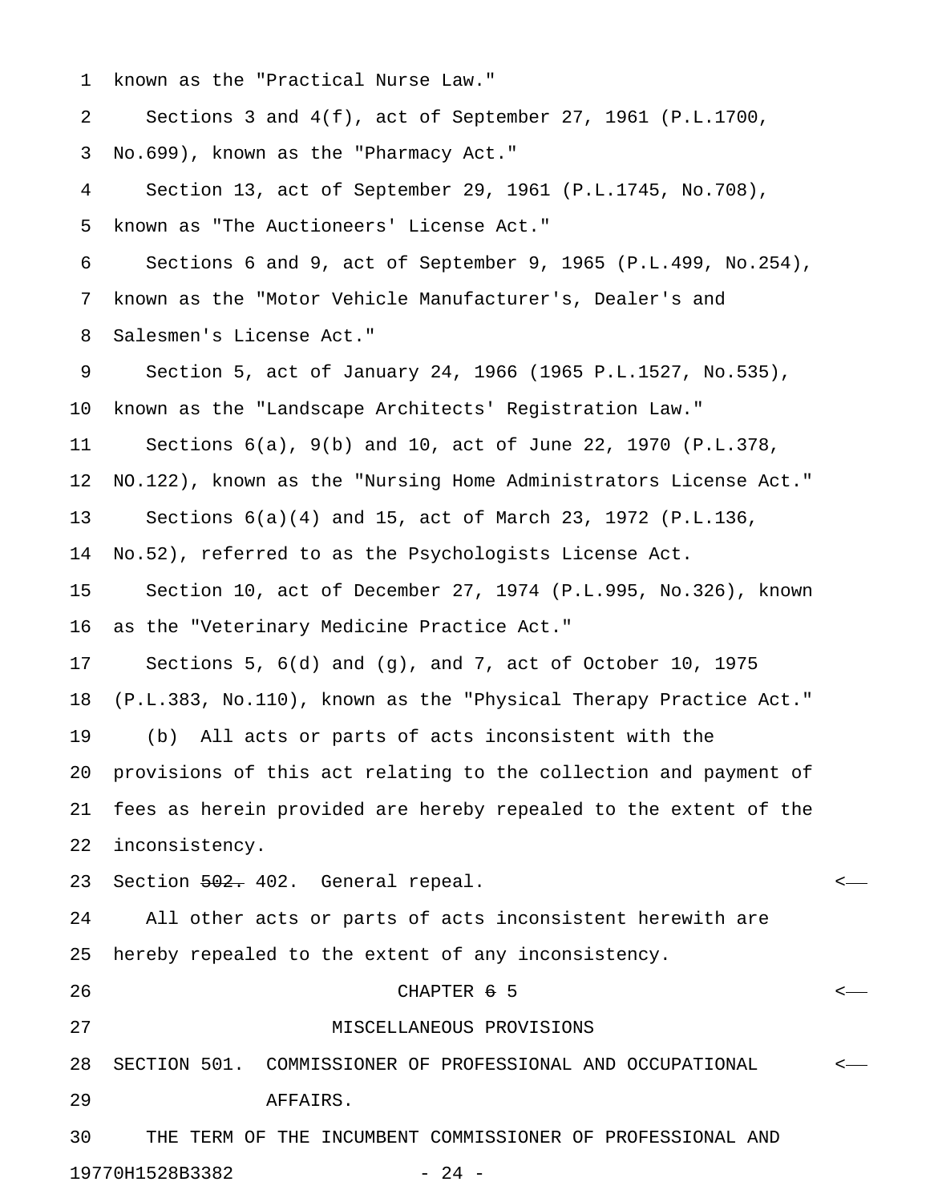known as the "Practical Nurse Law."

Sections 3 and 4(f), act of September 27, 1961 (P.L.1700, No.699), known as the "Pharmacy Act."

Section 13, act of September 29, 1961 (P.L.1745, No.708), known as "The Auctioneers' License Act."

Sections 6 and 9, act of September 9, 1965 (P.L.499, No.254), known as the "Motor Vehicle Manufacturer's, Dealer's and Salesmen's License Act."

Section 5, act of January 24, 1966 (1965 P.L.1527, No.535), known as the "Landscape Architects' Registration Law."

Sections 6(a), 9(b) and 10, act of June 22, 1970 (P.L.378, NO.122), known as the "Nursing Home Administrators License Act."

Sections 6(a)(4) and 15, act of March 23, 1972 (P.L.136, No.52), referred to as the Psychologists License Act.

Section 10, act of December 27, 1974 (P.L.995, No.326), known as the "Veterinary Medicine Practice Act."

Sections 5, 6(d) and (g), and 7, act of October 10, 1975 (P.L.383, No.110), known as the "Physical Therapy Practice Act."

(b) All acts or parts of acts inconsistent with the provisions of this act relating to the collection and payment of fees as herein provided are hereby repealed to the extent of the inconsistency.

Section ~~502.~~ 402. General repeal.

All other acts or parts of acts inconsistent herewith are hereby repealed to the extent of any inconsistency.

CHAPTER ~~6~~ 5

MISCELLANEOUS PROVISIONS

SECTION 501. COMMISSIONER OF PROFESSIONAL AND OCCUPATIONAL AFFAIRS.

THE TERM OF THE INCUMBENT COMMISSIONER OF PROFESSIONAL AND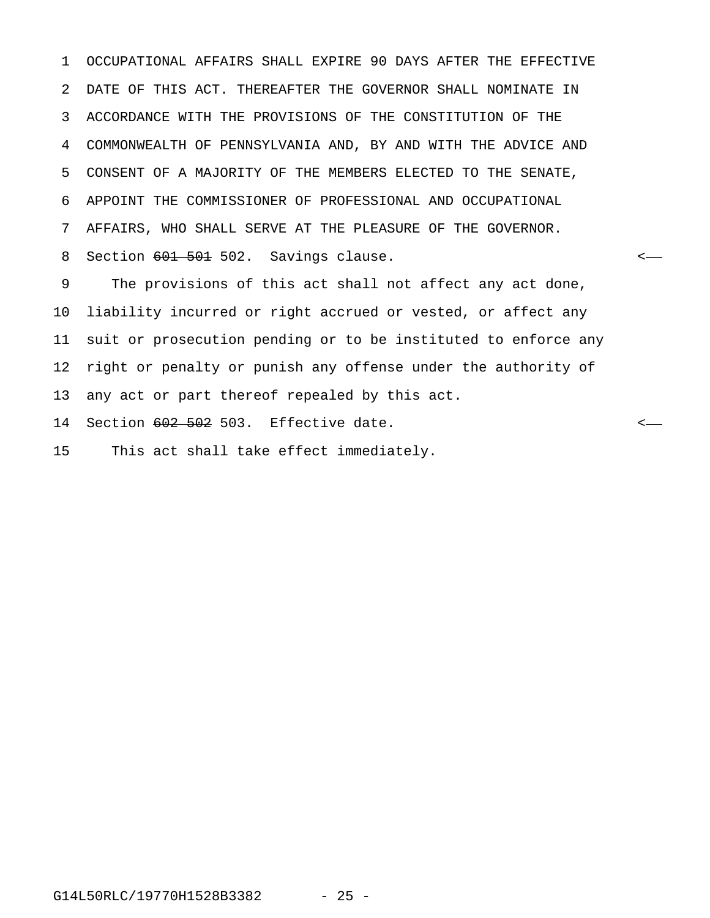OCCUPATIONAL AFFAIRS SHALL EXPIRE 90 DAYS AFTER THE EFFECTIVE DATE OF THIS ACT. THEREAFTER THE GOVERNOR SHALL NOMINATE IN ACCORDANCE WITH THE PROVISIONS OF THE CONSTITUTION OF THE COMMONWEALTH OF PENNSYLVANIA AND, BY AND WITH THE ADVICE AND CONSENT OF A MAJORITY OF THE MEMBERS ELECTED TO THE SENATE, APPOINT THE COMMISSIONER OF PROFESSIONAL AND OCCUPATIONAL AFFAIRS, WHO SHALL SERVE AT THE PLEASURE OF THE GOVERNOR.

Section ~~601 501~~ 502. Savings clause.

The provisions of this act shall not affect any act done, liability incurred or right accrued or vested, or affect any suit or prosecution pending or to be instituted to enforce any right or penalty or punish any offense under the authority of any act or part thereof repealed by this act.

Section ~~602 502~~ 503. Effective date.

This act shall take effect immediately.